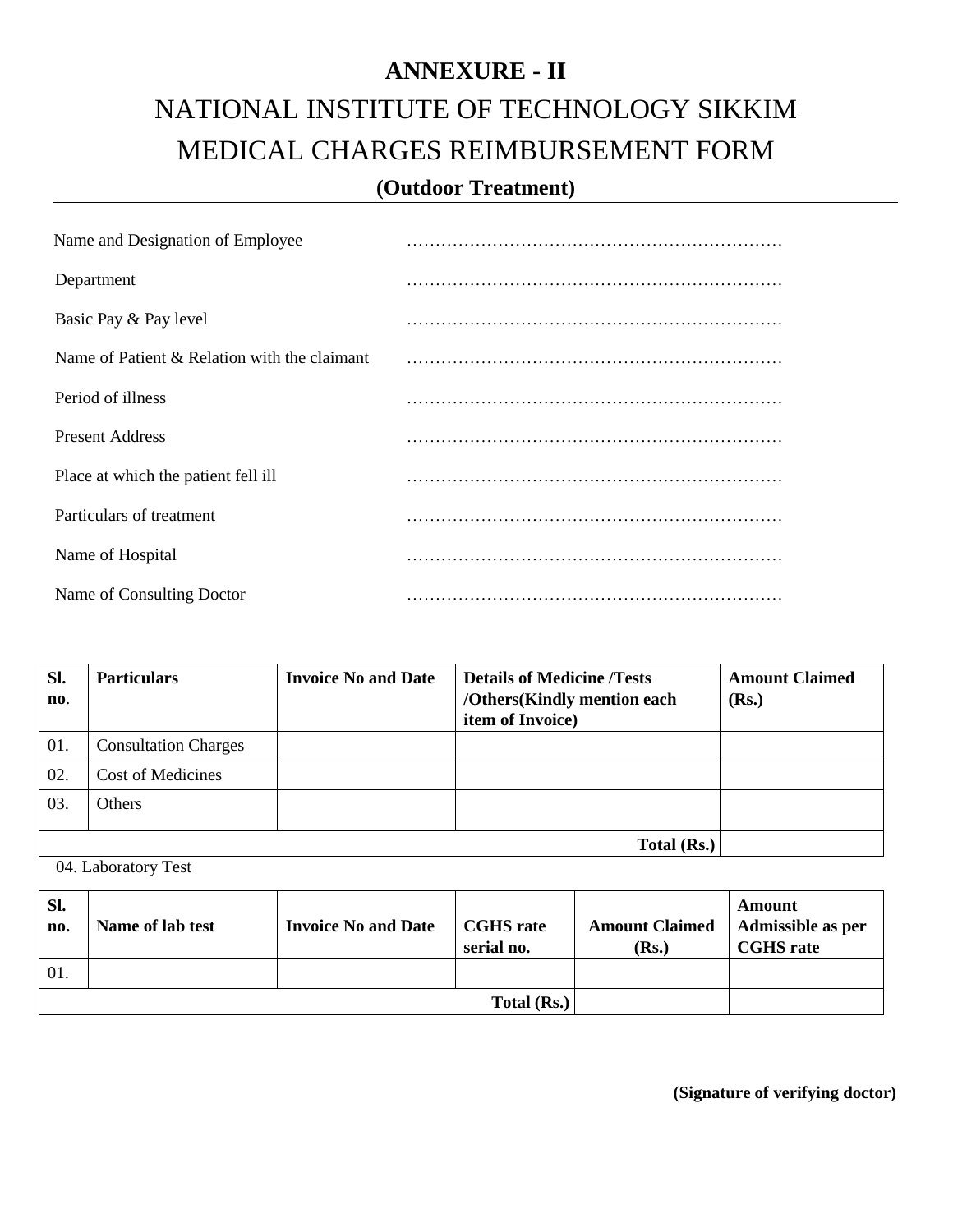# ANNEXURE - II

## NATIONAL INSTITUTE OF TECHNOLOGY SIKKIM

## MEDICAL CHARGES REIMBURSEMENT FORM

### (Outdoor Treatment)

---

Name and Designation of Employee ………………………………………………………

Department ………………………………………………………

Basic Pay & Pay level ………………………………………………………

Name of Patient & Relation with the claimant ………………………………………………………

Period of illness ………………………………………………………

Present Address ………………………………………………………

Place at which the patient fell ill ………………………………………………………

Particulars of treatment ………………………………………………………

Name of Hospital ………………………………………………………

Name of Consulting Doctor ………………………………………………………

| **Sl. no.** | **Particulars** | **Invoice No and Date** | **Details of Medicine /Tests /Others(Kindly mention each item of Invoice)** | **Amount Claimed (Rs.)** |
|---|---|---|---|---|
| 01. | Consultation Charges | | | |
| 02. | Cost of Medicines | | | |
| 03. | Others | | | |
| | | | **Total (Rs.)** | |

04. Laboratory Test

| **Sl. no.** | **Name of lab test** | **Invoice No and Date** | **CGHS rate serial no.** | **Amount Claimed (Rs.)** | **Amount Admissible as per CGHS rate** |
|---|---|---|---|---|---|
| 01. | | | | | |
| | | | **Total (Rs.)** | | |

**(Signature of verifying doctor)**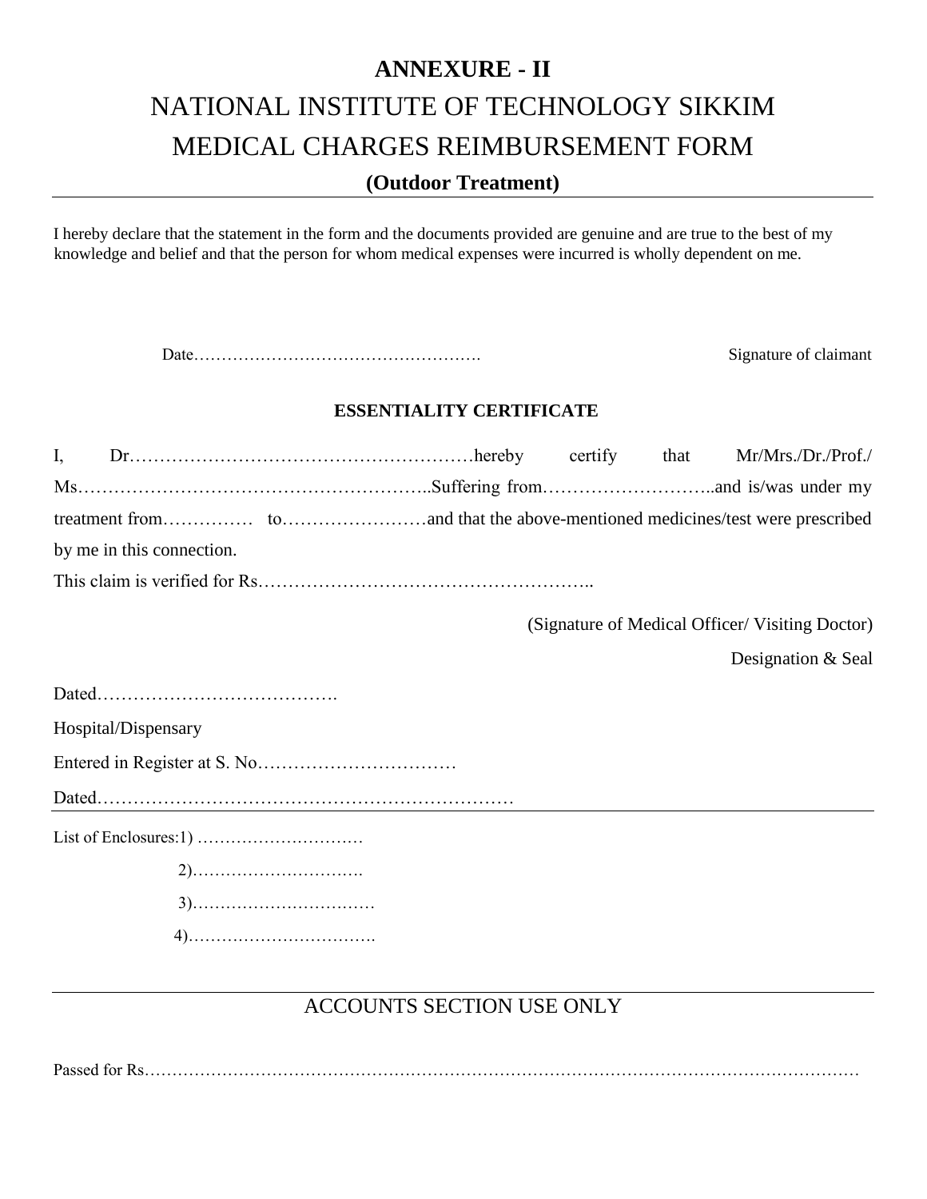# ANNEXURE - II

## NATIONAL INSTITUTE OF TECHNOLOGY SIKKIM

## MEDICAL CHARGES REIMBURSEMENT FORM

### (Outdoor Treatment)

---

I hereby declare that the statement in the form and the documents provided are genuine and are true to the best of my knowledge and belief and that the person for whom medical expenses were incurred is wholly dependent on me.

Date……………………………………………. Signature of claimant

### ESSENTIALITY CERTIFICATE

I, Dr…………………………………………………hereby certify that Mr/Mrs./Dr./Prof./ Ms…………………………………………………..Suffering from………………………..and is/was under my treatment from…………… to……………………and that the above-mentioned medicines/test were prescribed by me in this connection.

This claim is verified for Rs………………………………………………..

(Signature of Medical Officer/ Visiting Doctor)

Designation & Seal

Dated………………………………….

Hospital/Dispensary

Entered in Register at S. No……………………………

Dated……………………………………………………………

---

List of Enclosures:1) …………………………

2)………………………….

3)……………………………

4)…………………………….

---

ACCOUNTS SECTION USE ONLY

Passed for Rs……………………………………………………………………………………………………………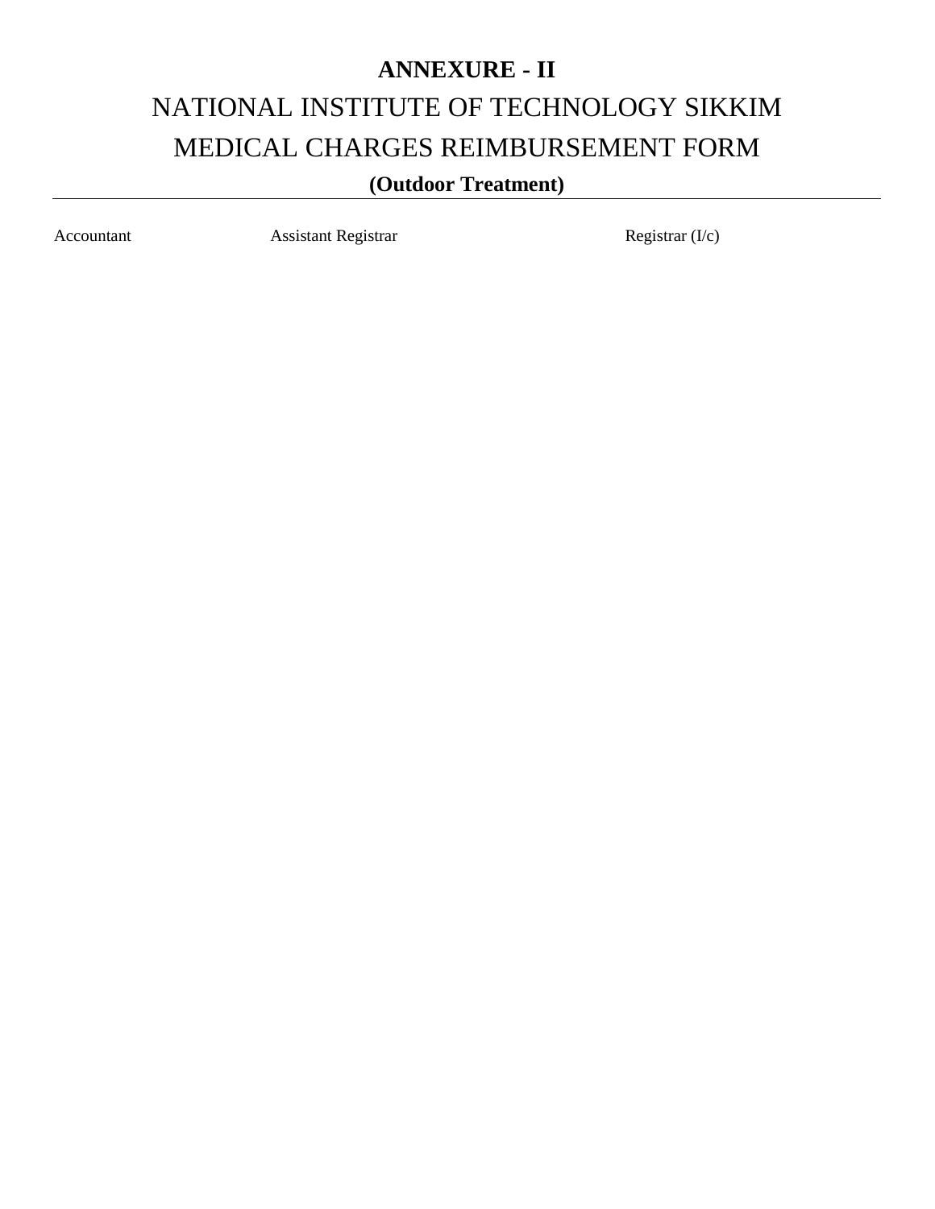**ANNEXURE - II**

# NATIONAL INSTITUTE OF TECHNOLOGY SIKKIM

## MEDICAL CHARGES REIMBURSEMENT FORM

**(Outdoor Treatment)**

---

| | | |
|---|---|---|
| Accountant | Assistant Registrar | Registrar (I/c) |